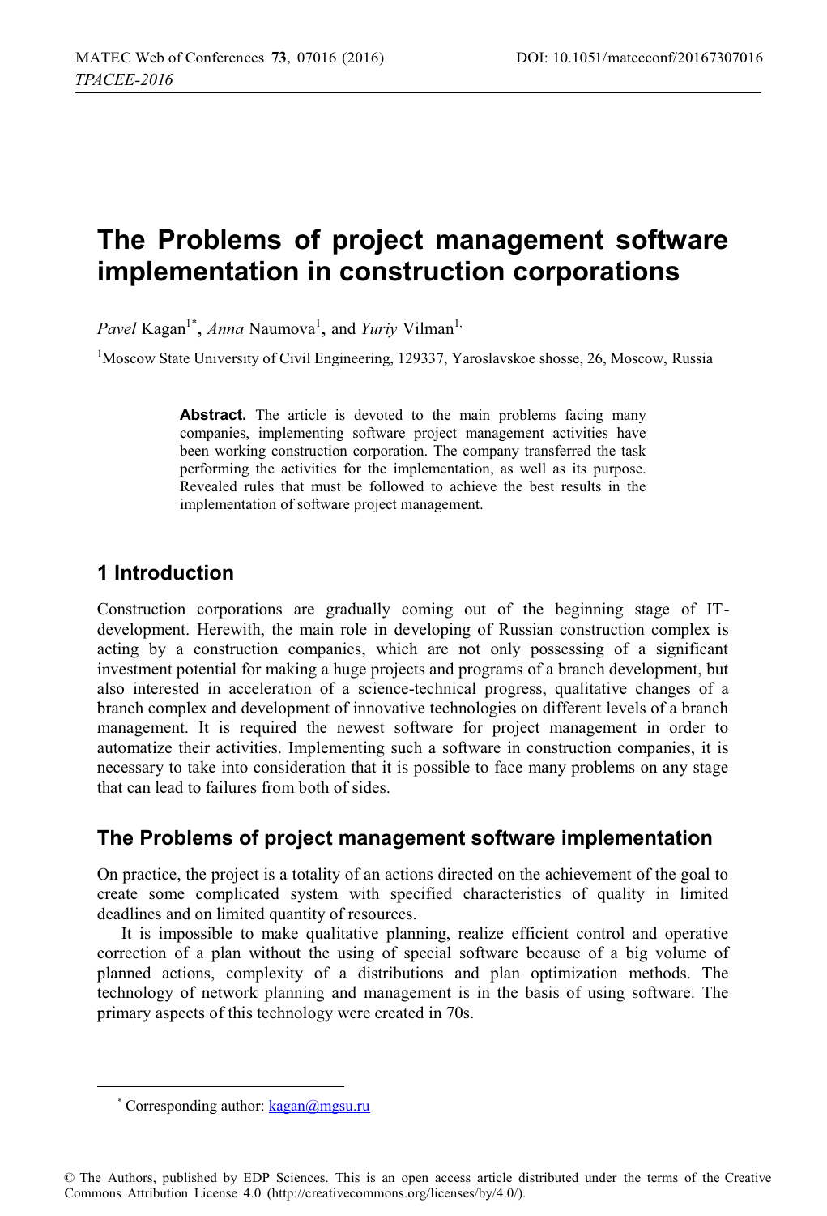# The Problems of project management software implementation in construction corporations

*Pavel* Kagan[1*], *Anna* Naumova[1], and *Yuriy* Vilman[1,]

[1]Moscow State University of Civil Engineering, 129337, Yaroslavskoe shosse, 26, Moscow, Russia

**Abstract.** The article is devoted to the main problems facing many companies, implementing software project management activities have been working construction corporation. The company transferred the task performing the activities for the implementation, as well as its purpose. Revealed rules that must be followed to achieve the best results in the implementation of software project management.

## 1 Introduction

Construction corporations are gradually coming out of the beginning stage of IT-development. Herewith, the main role in developing of Russian construction complex is acting by a construction companies, which are not only possessing of a significant investment potential for making a huge projects and programs of a branch development, but also interested in acceleration of a science-technical progress, qualitative changes of a branch complex and development of innovative technologies on different levels of a branch management. It is required the newest software for project management in order to automatize their activities. Implementing such a software in construction companies, it is necessary to take into consideration that it is possible to face many problems on any stage that can lead to failures from both of sides.

## The Problems of project management software implementation

On practice, the project is a totality of an actions directed on the achievement of the goal to create some complicated system with specified characteristics of quality in limited deadlines and on limited quantity of resources.

It is impossible to make qualitative planning, realize efficient control and operative correction of a plan without the using of special software because of a big volume of planned actions, complexity of a distributions and plan optimization methods. The technology of network planning and management is in the basis of using software. The primary aspects of this technology were created in 70s.

[*] Corresponding author: kagan@mgsu.ru

© The Authors, published by EDP Sciences. This is an open access article distributed under the terms of the Creative Commons Attribution License 4.0 (http://creativecommons.org/licenses/by/4.0/).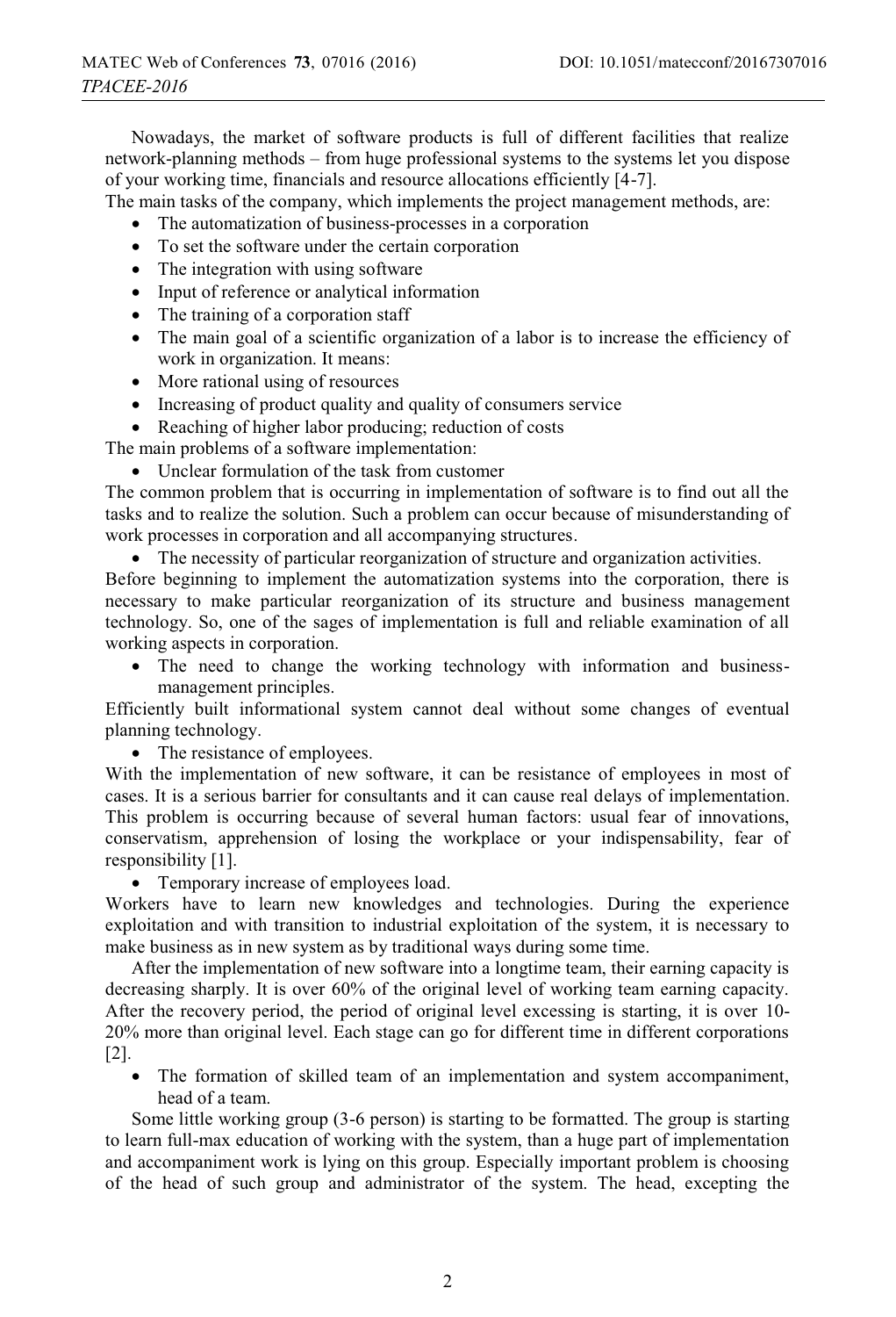Nowadays, the market of software products is full of different facilities that realize network-planning methods – from huge professional systems to the systems let you dispose of your working time, financials and resource allocations efficiently [4-7].

The main tasks of the company, which implements the project management methods, are:

- The automatization of business-processes in a corporation
- To set the software under the certain corporation
- The integration with using software
- Input of reference or analytical information
- The training of a corporation staff
- The main goal of a scientific organization of a labor is to increase the efficiency of work in organization. It means:
- More rational using of resources
- Increasing of product quality and quality of consumers service
- Reaching of higher labor producing; reduction of costs

The main problems of a software implementation:

- Unclear formulation of the task from customer

The common problem that is occurring in implementation of software is to find out all the tasks and to realize the solution. Such a problem can occur because of misunderstanding of work processes in corporation and all accompanying structures.

- The necessity of particular reorganization of structure and organization activities.

Before beginning to implement the automatization systems into the corporation, there is necessary to make particular reorganization of its structure and business management technology. So, one of the sages of implementation is full and reliable examination of all working aspects in corporation.

- The need to change the working technology with information and business-management principles.

Efficiently built informational system cannot deal without some changes of eventual planning technology.

- The resistance of employees.

With the implementation of new software, it can be resistance of employees in most of cases. It is a serious barrier for consultants and it can cause real delays of implementation. This problem is occurring because of several human factors: usual fear of innovations, conservatism, apprehension of losing the workplace or your indispensability, fear of responsibility [1].

- Temporary increase of employees load.

Workers have to learn new knowledges and technologies. During the experience exploitation and with transition to industrial exploitation of the system, it is necessary to make business as in new system as by traditional ways during some time.

After the implementation of new software into a longtime team, their earning capacity is decreasing sharply. It is over 60% of the original level of working team earning capacity. After the recovery period, the period of original level excessing is starting, it is over 10-20% more than original level. Each stage can go for different time in different corporations [2].

- The formation of skilled team of an implementation and system accompaniment, head of a team.

Some little working group (3-6 person) is starting to be formatted. The group is starting to learn full-max education of working with the system, than a huge part of implementation and accompaniment work is lying on this group. Especially important problem is choosing of the head of such group and administrator of the system. The head, excepting the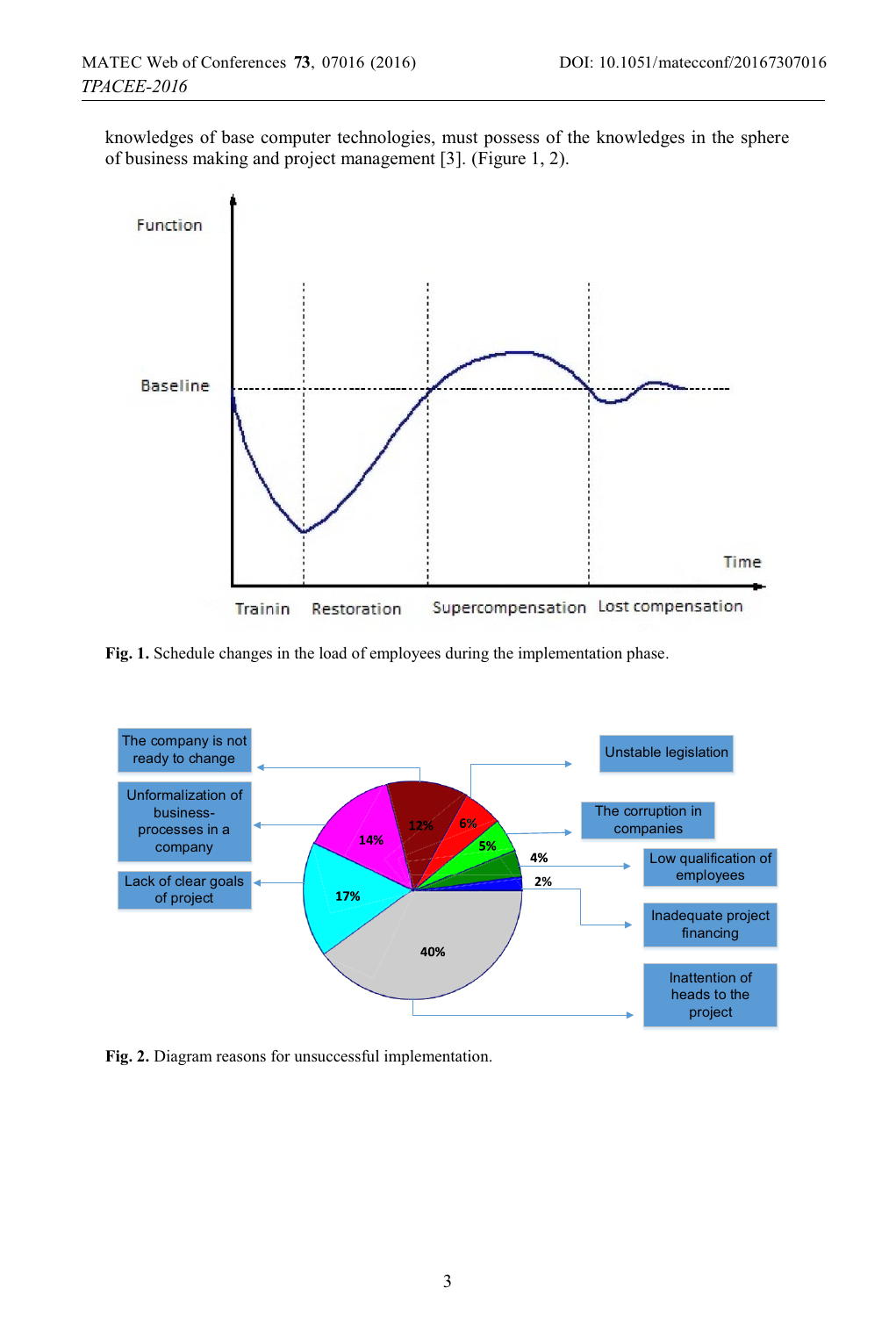knowledges of base computer technologies, must possess of the knowledges in the sphere of business making and project management [3]. (Figure 1, 2).

Function

Baseline

Time

Trainin Restoration Supercompensation Lost compensation

**Fig. 1.** Schedule changes in the load of employees during the implementation phase.

The company is not ready to change

Unformalization of business-processes in a company

Lack of clear goals of project

Unstable legislation

The corruption in companies

Low qualification of employees

Inadequate project financing

Inattention of heads to the project

12%
6%
5%
4%
2%
14%
17%
40%

**Fig. 2.** Diagram reasons for unsuccessful implementation.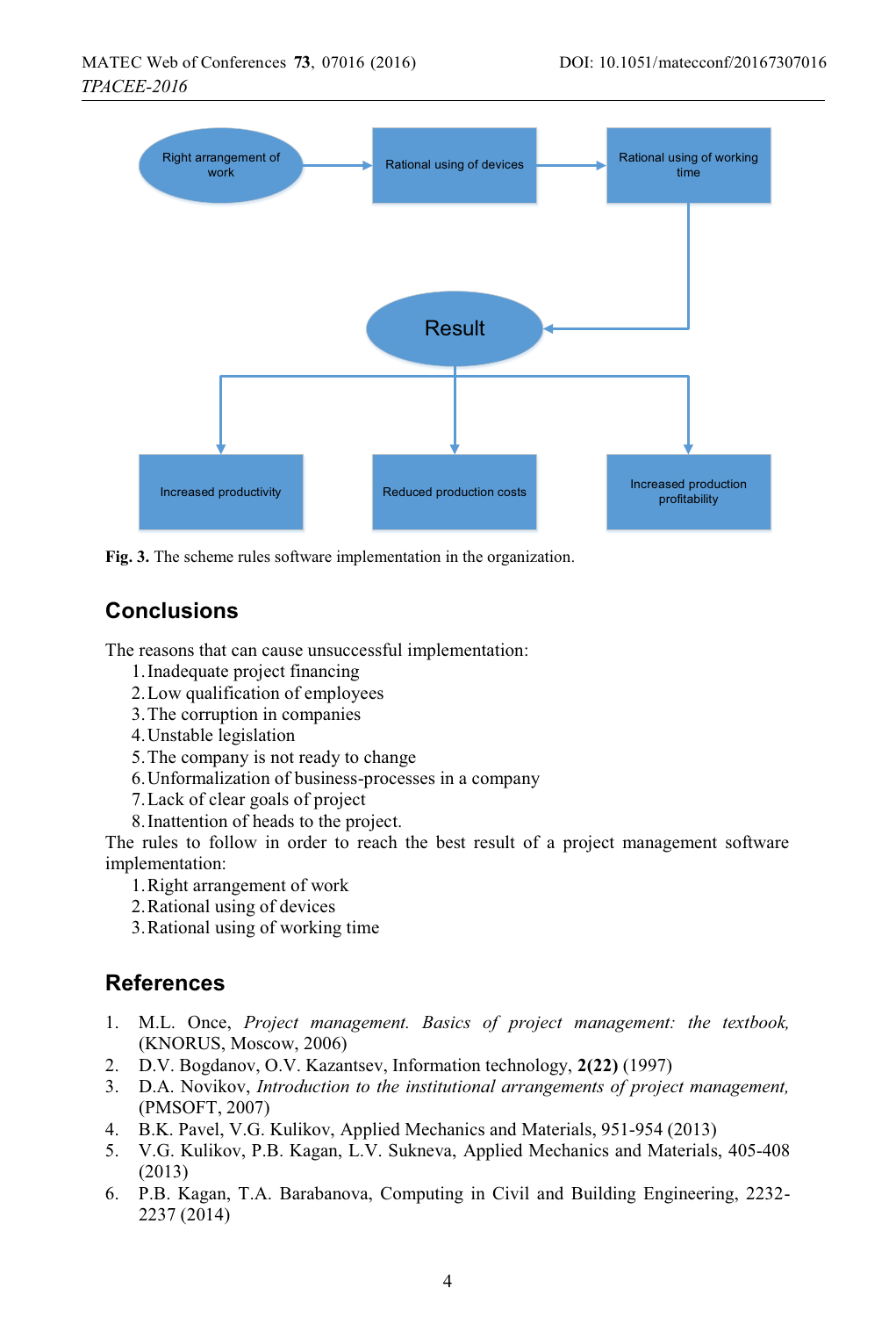Right arrangement of work

Rational using of devices

Rational using of working time

Result

Increased productivity

Reduced production costs

Increased production profitability

**Fig. 3.** The scheme rules software implementation in the organization.

## Conclusions

The reasons that can cause unsuccessful implementation:

1. Inadequate project financing
2. Low qualification of employees
3. The corruption in companies
4. Unstable legislation
5. The company is not ready to change
6. Unformalization of business-processes in a company
7. Lack of clear goals of project
8. Inattention of heads to the project.

The rules to follow in order to reach the best result of a project management software implementation:

1. Right arrangement of work
2. Rational using of devices
3. Rational using of working time

## References

1. M.L. Once, *Project management. Basics of project management: the textbook,* (KNORUS, Moscow, 2006)
2. D.V. Bogdanov, O.V. Kazantsev, Information technology, **2(22)** (1997)
3. D.A. Novikov, *Introduction to the institutional arrangements of project management,* (PMSOFT, 2007)
4. B.K. Pavel, V.G. Kulikov, Applied Mechanics and Materials, 951-954 (2013)
5. V.G. Kulikov, P.B. Kagan, L.V. Sukneva, Applied Mechanics and Materials, 405-408 (2013)
6. P.B. Kagan, T.A. Barabanova, Computing in Civil and Building Engineering, 2232-2237 (2014)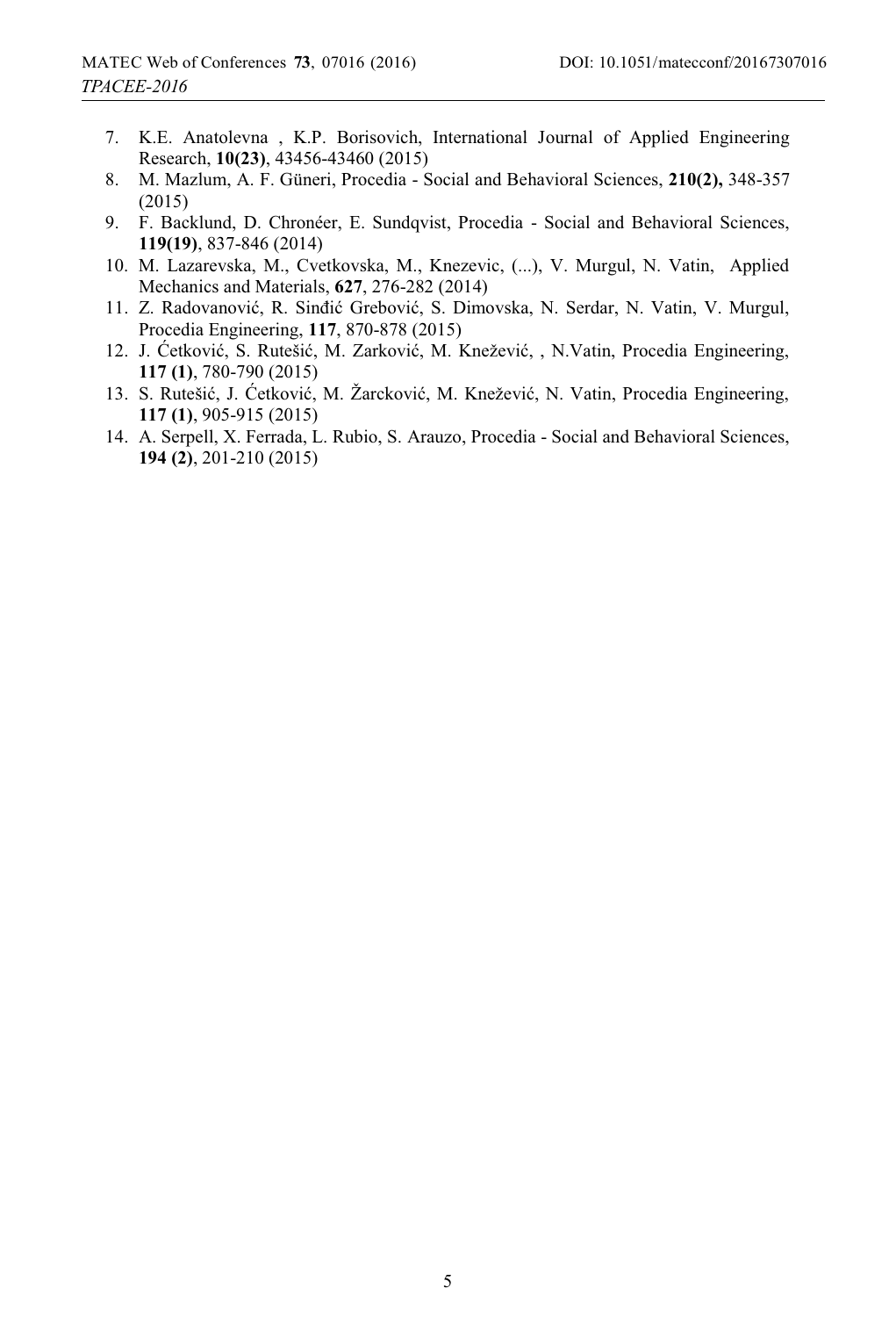7. K.E. Anatolevna , K.P. Borisovich, International Journal of Applied Engineering Research, **10(23)**, 43456-43460 (2015)
8. M. Mazlum, A. F. Güneri, Procedia - Social and Behavioral Sciences, **210(2),** 348-357 (2015)
9. F. Backlund, D. Chronéer, E. Sundqvist, Procedia - Social and Behavioral Sciences, **119(19)**, 837-846 (2014)
10. M. Lazarevska, M., Cvetkovska, M., Knezevic, (...), V. Murgul, N. Vatin, Applied Mechanics and Materials, **627**, 276-282 (2014)
11. Z. Radovanović, R. Sinđić Grebović, S. Dimovska, N. Serdar, N. Vatin, V. Murgul, Procedia Engineering, **117**, 870-878 (2015)
12. J. Ćetković, S. Rutešić, M. Zarković, M. Knežević, , N.Vatin, Procedia Engineering, **117 (1)**, 780-790 (2015)
13. S. Rutešić, J. Ćetković, M. Žarcković, M. Knežević, N. Vatin, Procedia Engineering, **117 (1)**, 905-915 (2015)
14. A. Serpell, X. Ferrada, L. Rubio, S. Arauzo, Procedia - Social and Behavioral Sciences, **194 (2)**, 201-210 (2015)